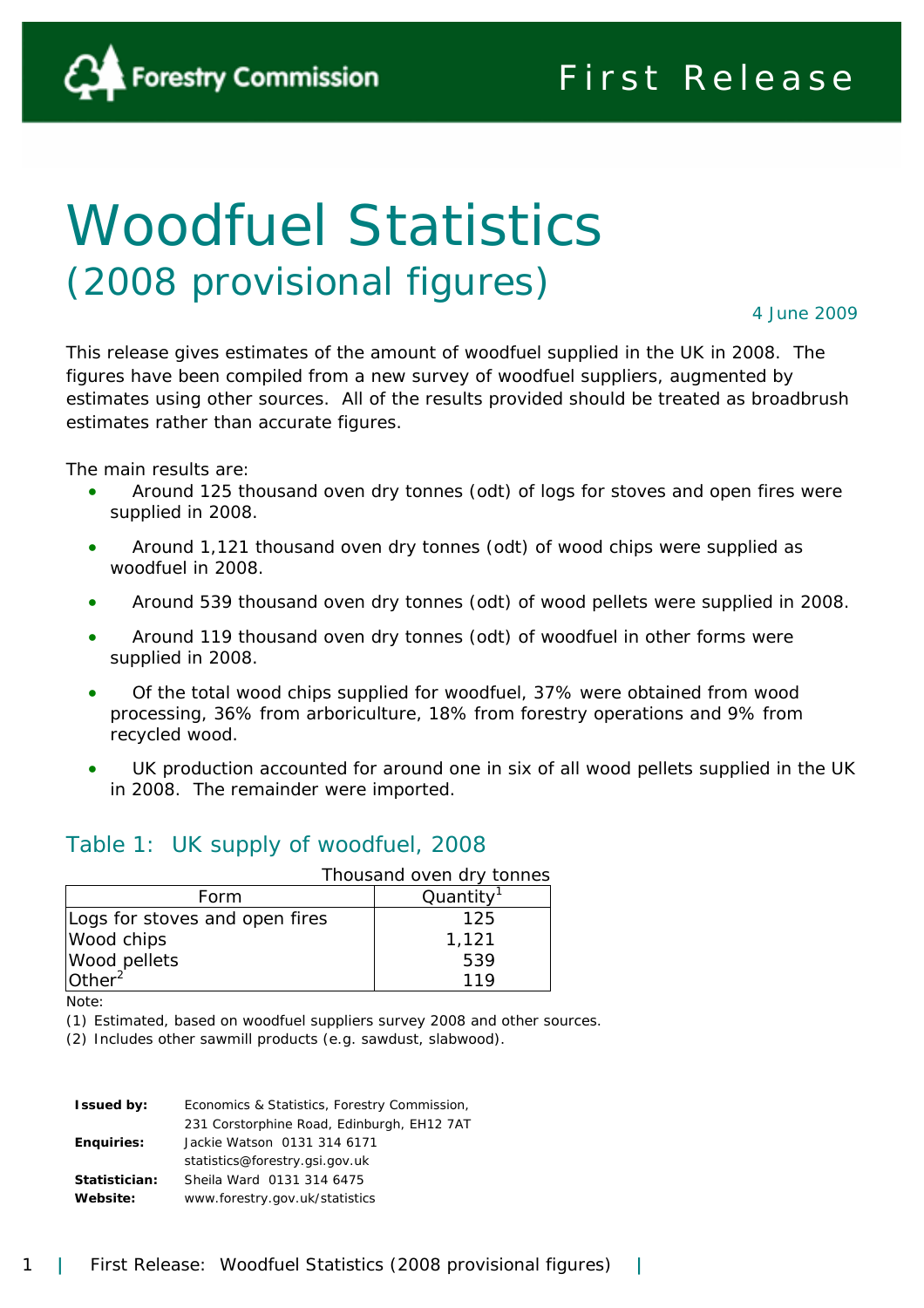Forestry Commission

First Release

# Woodfuel Statistics
## (2008 provisional figures)

4 June 2009

This release gives estimates of the amount of woodfuel supplied in the UK in 2008. The figures have been compiled from a new survey of woodfuel suppliers, augmented by estimates using other sources. All of the results provided should be treated as broadbrush estimates rather than accurate figures.

The main results are:

- Around 125 thousand oven dry tonnes (odt) of logs for stoves and open fires were supplied in 2008.
- Around 1,121 thousand oven dry tonnes (odt) of wood chips were supplied as woodfuel in 2008.
- Around 539 thousand oven dry tonnes (odt) of wood pellets were supplied in 2008.
- Around 119 thousand oven dry tonnes (odt) of woodfuel in other forms were supplied in 2008.
- Of the total wood chips supplied for woodfuel, 37% were obtained from wood processing, 36% from arboriculture, 18% from forestry operations and 9% from recycled wood.
- UK production accounted for around one in six of all wood pellets supplied in the UK in 2008. The remainder were imported.

## Table 1: UK supply of woodfuel, 2008

Thousand oven dry tonnes

| Form | Quantity[1] |
|---|---|
| Logs for stoves and open fires | 125 |
| Wood chips | 1,121 |
| Wood pellets | 539 |
| Other[2] | 119 |

Note:

(1) Estimated, based on woodfuel suppliers survey 2008 and other sources.

(2) Includes other sawmill products (e.g. sawdust, slabwood).

**Issued by:** Economics & Statistics, Forestry Commission, 231 Corstorphine Road, Edinburgh, EH12 7AT
**Enquiries:** Jackie Watson 0131 314 6171 statistics@forestry.gsi.gov.uk
**Statistician:** Sheila Ward 0131 314 6475
**Website:** www.forestry.gov.uk/statistics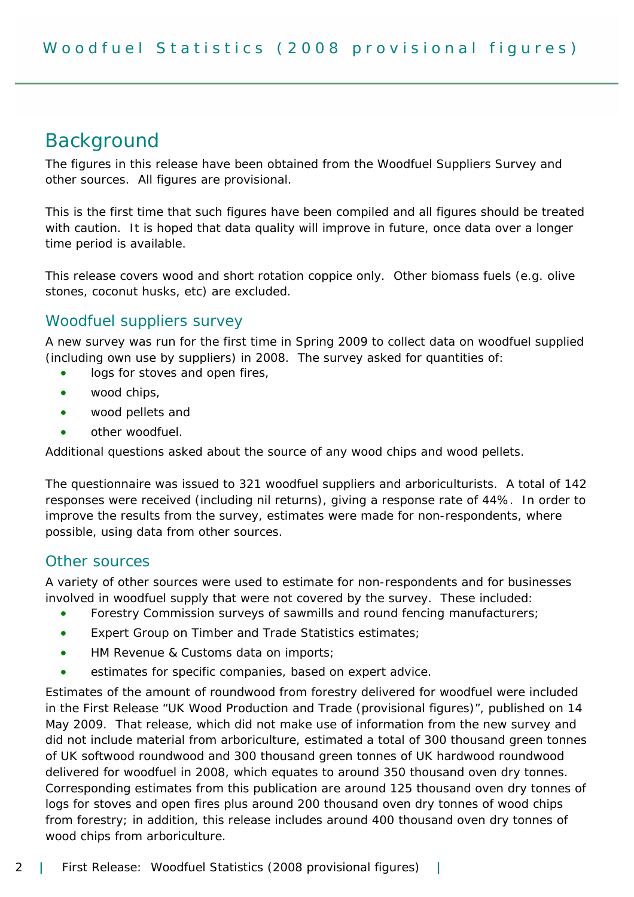# Background

The figures in this release have been obtained from the Woodfuel Suppliers Survey and other sources. All figures are provisional.

This is the first time that such figures have been compiled and all figures should be treated with caution. It is hoped that data quality will improve in future, once data over a longer time period is available.

This release covers wood and short rotation coppice only. Other biomass fuels (e.g. olive stones, coconut husks, etc) are excluded.

## Woodfuel suppliers survey

A new survey was run for the first time in Spring 2009 to collect data on woodfuel supplied (including own use by suppliers) in 2008. The survey asked for quantities of:

- logs for stoves and open fires,
- wood chips,
- wood pellets and
- other woodfuel.

Additional questions asked about the source of any wood chips and wood pellets.

The questionnaire was issued to 321 woodfuel suppliers and arboriculturists. A total of 142 responses were received (including nil returns), giving a response rate of 44%. In order to improve the results from the survey, estimates were made for non-respondents, where possible, using data from other sources.

## Other sources

A variety of other sources were used to estimate for non-respondents and for businesses involved in woodfuel supply that were not covered by the survey. These included:

- Forestry Commission surveys of sawmills and round fencing manufacturers;
- Expert Group on Timber and Trade Statistics estimates;
- HM Revenue & Customs data on imports;
- estimates for specific companies, based on expert advice.

Estimates of the amount of roundwood from forestry delivered for woodfuel were included in the First Release "UK Wood Production and Trade (provisional figures)", published on 14 May 2009. That release, which did not make use of information from the new survey and did not include material from arboriculture, estimated a total of 300 thousand green tonnes of UK softwood roundwood and 300 thousand green tonnes of UK hardwood roundwood delivered for woodfuel in 2008, which equates to around 350 thousand oven dry tonnes. Corresponding estimates from this publication are around 125 thousand oven dry tonnes of logs for stoves and open fires plus around 200 thousand oven dry tonnes of wood chips from forestry; in addition, this release includes around 400 thousand oven dry tonnes of wood chips from arboriculture.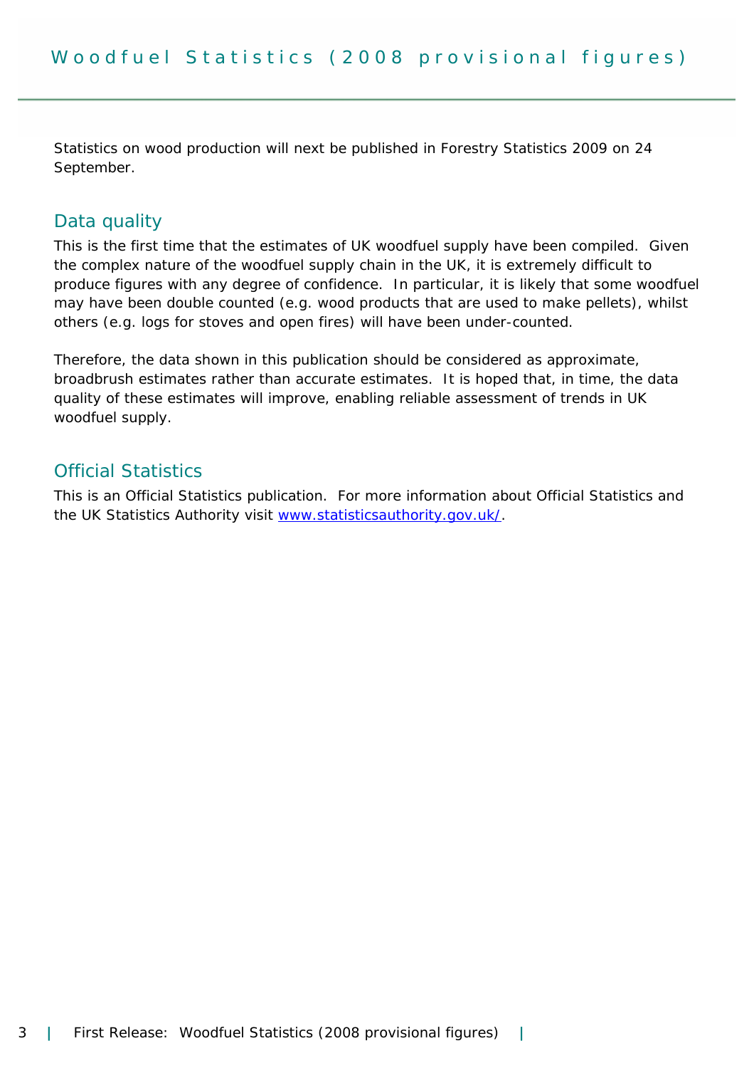Statistics on wood production will next be published in Forestry Statistics 2009 on 24 September.

## Data quality

This is the first time that the estimates of UK woodfuel supply have been compiled. Given the complex nature of the woodfuel supply chain in the UK, it is extremely difficult to produce figures with any degree of confidence. In particular, it is likely that some woodfuel may have been double counted (e.g. wood products that are used to make pellets), whilst others (e.g. logs for stoves and open fires) will have been under-counted.

Therefore, the data shown in this publication should be considered as approximate, broadbrush estimates rather than accurate estimates. It is hoped that, in time, the data quality of these estimates will improve, enabling reliable assessment of trends in UK woodfuel supply.

## Official Statistics

This is an Official Statistics publication. For more information about Official Statistics and the UK Statistics Authority visit [www.statisticsauthority.gov.uk/](http://www.statisticsauthority.gov.uk/).